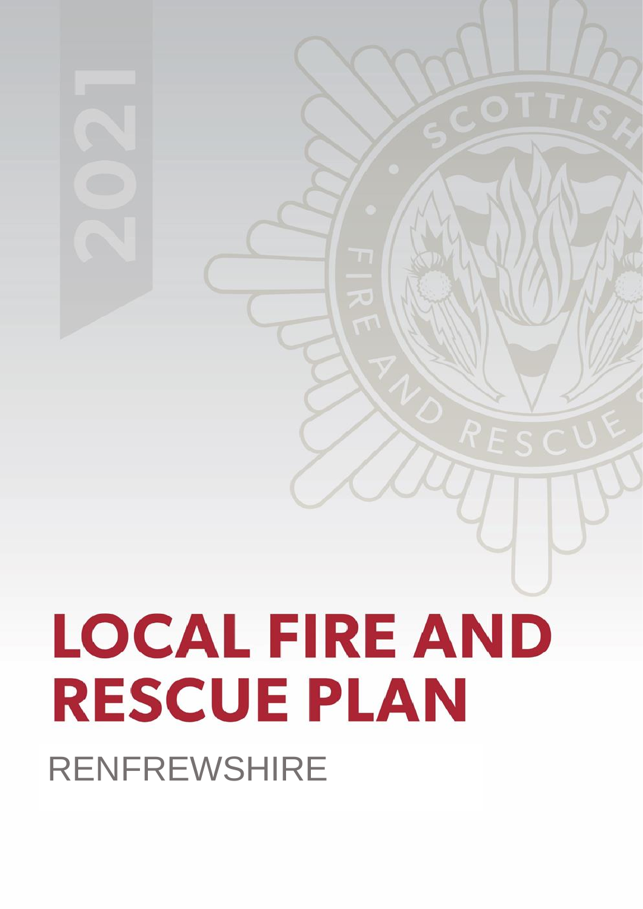2021

# LOCAL FIRE AND RESCUE PLAN

RENFREWSHIRE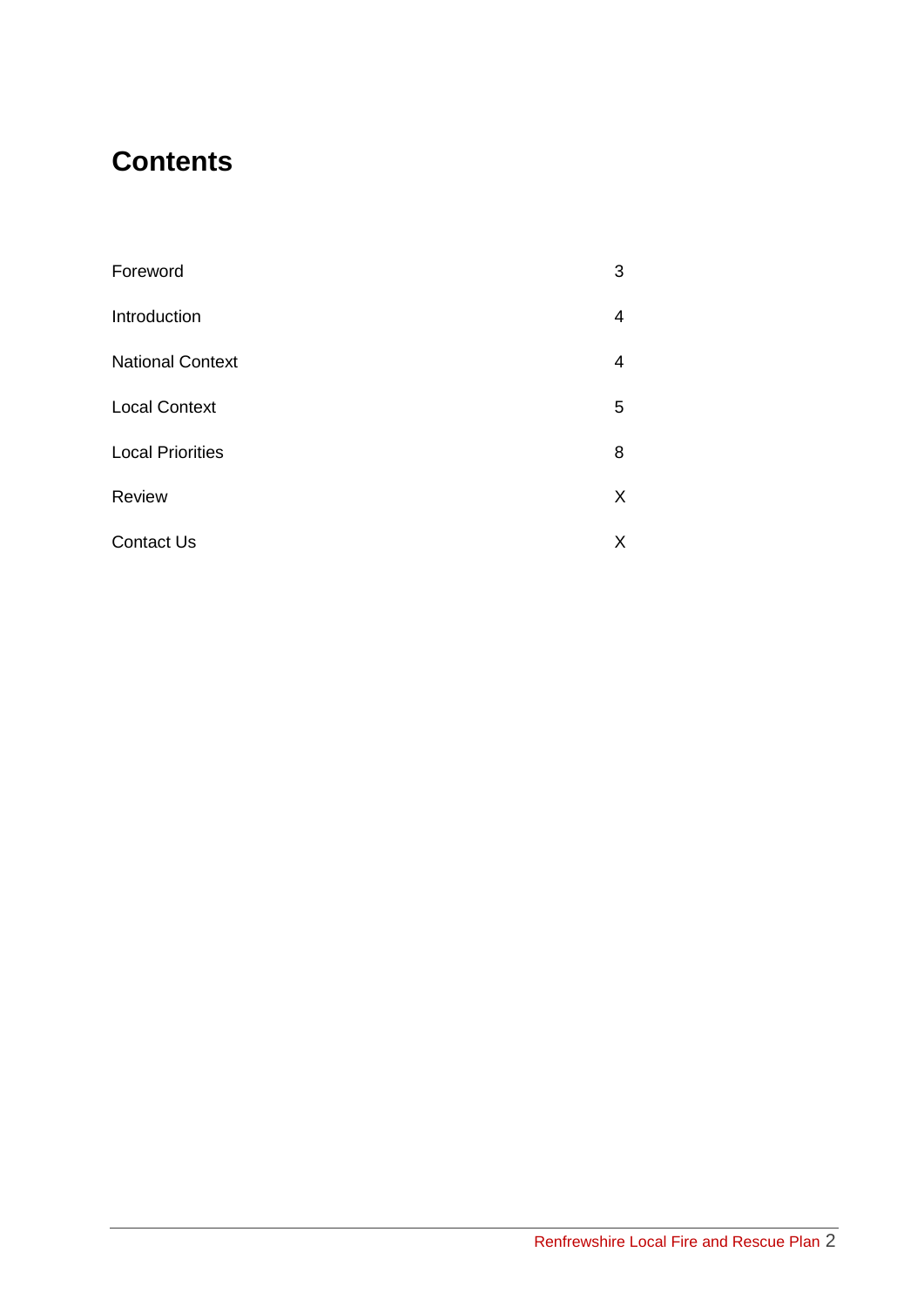# Contents

| | |
|---|---|
| Foreword | 3 |
| Introduction | 4 |
| National Context | 4 |
| Local Context | 5 |
| Local Priorities | 8 |
| Review | X |
| Contact Us | X |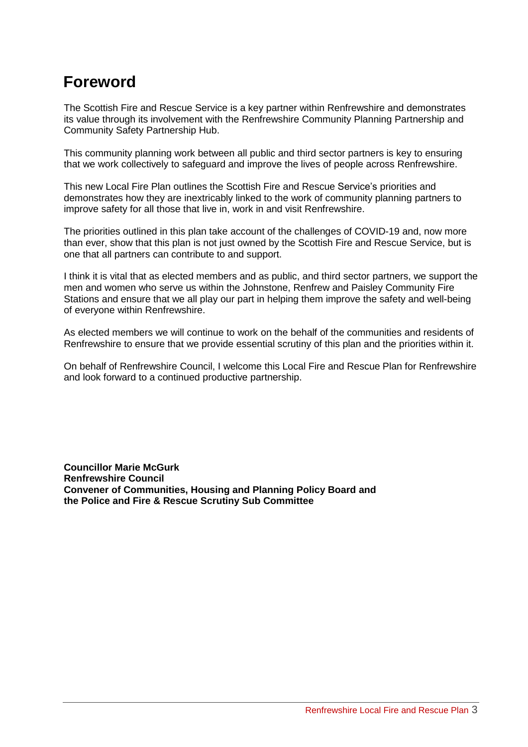# Foreword

The Scottish Fire and Rescue Service is a key partner within Renfrewshire and demonstrates its value through its involvement with the Renfrewshire Community Planning Partnership and Community Safety Partnership Hub.

This community planning work between all public and third sector partners is key to ensuring that we work collectively to safeguard and improve the lives of people across Renfrewshire.

This new Local Fire Plan outlines the Scottish Fire and Rescue Service's priorities and demonstrates how they are inextricably linked to the work of community planning partners to improve safety for all those that live in, work in and visit Renfrewshire.

The priorities outlined in this plan take account of the challenges of COVID-19 and, now more than ever, show that this plan is not just owned by the Scottish Fire and Rescue Service, but is one that all partners can contribute to and support.

I think it is vital that as elected members and as public, and third sector partners, we support the men and women who serve us within the Johnstone, Renfrew and Paisley Community Fire Stations and ensure that we all play our part in helping them improve the safety and well-being of everyone within Renfrewshire.

As elected members we will continue to work on the behalf of the communities and residents of Renfrewshire to ensure that we provide essential scrutiny of this plan and the priorities within it.

On behalf of Renfrewshire Council, I welcome this Local Fire and Rescue Plan for Renfrewshire and look forward to a continued productive partnership.

**Councillor Marie McGurk**
**Renfrewshire Council**
**Convener of Communities, Housing and Planning Policy Board and the Police and Fire & Rescue Scrutiny Sub Committee**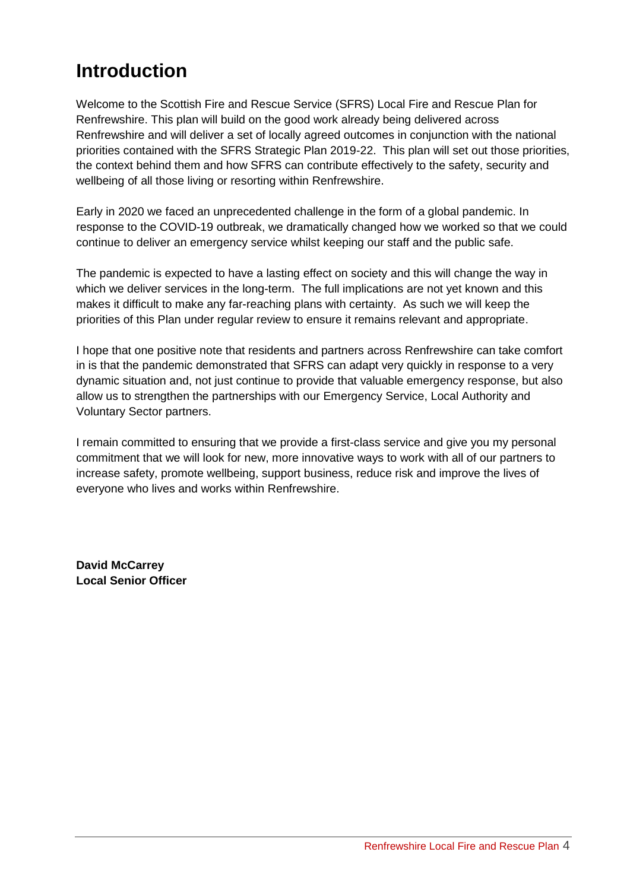# Introduction

Welcome to the Scottish Fire and Rescue Service (SFRS) Local Fire and Rescue Plan for Renfrewshire. This plan will build on the good work already being delivered across Renfrewshire and will deliver a set of locally agreed outcomes in conjunction with the national priorities contained with the SFRS Strategic Plan 2019-22. This plan will set out those priorities, the context behind them and how SFRS can contribute effectively to the safety, security and wellbeing of all those living or resorting within Renfrewshire.

Early in 2020 we faced an unprecedented challenge in the form of a global pandemic. In response to the COVID-19 outbreak, we dramatically changed how we worked so that we could continue to deliver an emergency service whilst keeping our staff and the public safe.

The pandemic is expected to have a lasting effect on society and this will change the way in which we deliver services in the long-term. The full implications are not yet known and this makes it difficult to make any far-reaching plans with certainty. As such we will keep the priorities of this Plan under regular review to ensure it remains relevant and appropriate.

I hope that one positive note that residents and partners across Renfrewshire can take comfort in is that the pandemic demonstrated that SFRS can adapt very quickly in response to a very dynamic situation and, not just continue to provide that valuable emergency response, but also allow us to strengthen the partnerships with our Emergency Service, Local Authority and Voluntary Sector partners.

I remain committed to ensuring that we provide a first-class service and give you my personal commitment that we will look for new, more innovative ways to work with all of our partners to increase safety, promote wellbeing, support business, reduce risk and improve the lives of everyone who lives and works within Renfrewshire.

**David McCarrey**
**Local Senior Officer**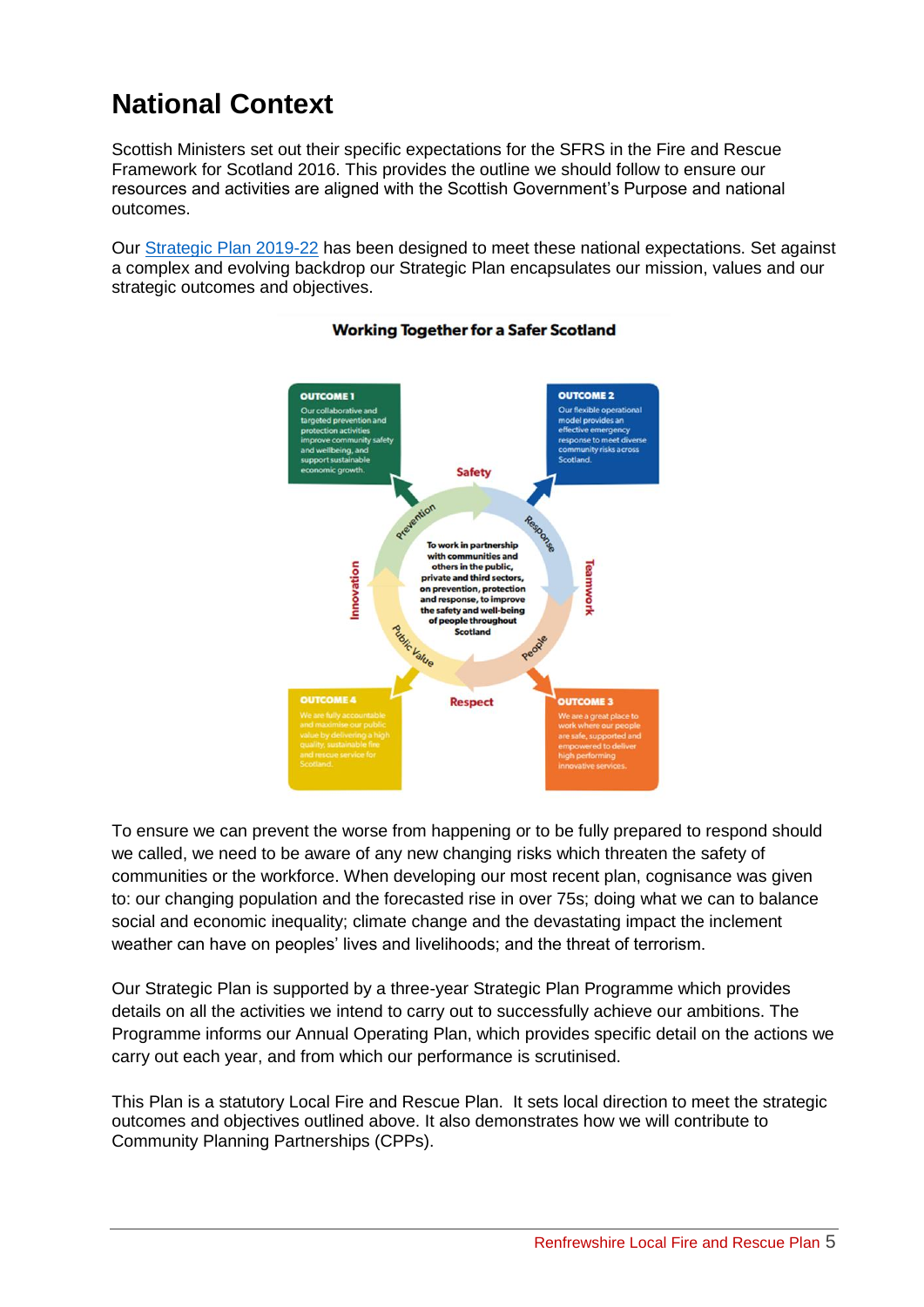# National Context

Scottish Ministers set out their specific expectations for the SFRS in the Fire and Rescue Framework for Scotland 2016. This provides the outline we should follow to ensure our resources and activities are aligned with the Scottish Government's Purpose and national outcomes.

Our Strategic Plan 2019-22 has been designed to meet these national expectations. Set against a complex and evolving backdrop our Strategic Plan encapsulates our mission, values and our strategic outcomes and objectives.

**Working Together for a Safer Scotland**

**OUTCOME 1**
Our collaborative and targeted prevention and protection activities improve community safety and wellbeing, and support sustainable economic growth.

**OUTCOME 2**
Our flexible operational model provides an effective emergency response to meet diverse community risks across Scotland.

**OUTCOME 3**
We are a great place to work where our people are safe, supported and empowered to deliver high performing innovative services.

**OUTCOME 4**
We are fully accountable and maximise our public value by delivering a high quality, sustainable fire and rescue service for Scotland.

To work in partnership with communities and others in the public, private and third sectors, on prevention, protection and response, to improve the safety and well-being of people throughout Scotland

Safety, Teamwork, Respect, Innovation

Prevention, Response, People, Public Value

To ensure we can prevent the worse from happening or to be fully prepared to respond should we called, we need to be aware of any new changing risks which threaten the safety of communities or the workforce. When developing our most recent plan, cognisance was given to: our changing population and the forecasted rise in over 75s; doing what we can to balance social and economic inequality; climate change and the devastating impact the inclement weather can have on peoples' lives and livelihoods; and the threat of terrorism.

Our Strategic Plan is supported by a three-year Strategic Plan Programme which provides details on all the activities we intend to carry out to successfully achieve our ambitions. The Programme informs our Annual Operating Plan, which provides specific detail on the actions we carry out each year, and from which our performance is scrutinised.

This Plan is a statutory Local Fire and Rescue Plan. It sets local direction to meet the strategic outcomes and objectives outlined above. It also demonstrates how we will contribute to Community Planning Partnerships (CPPs).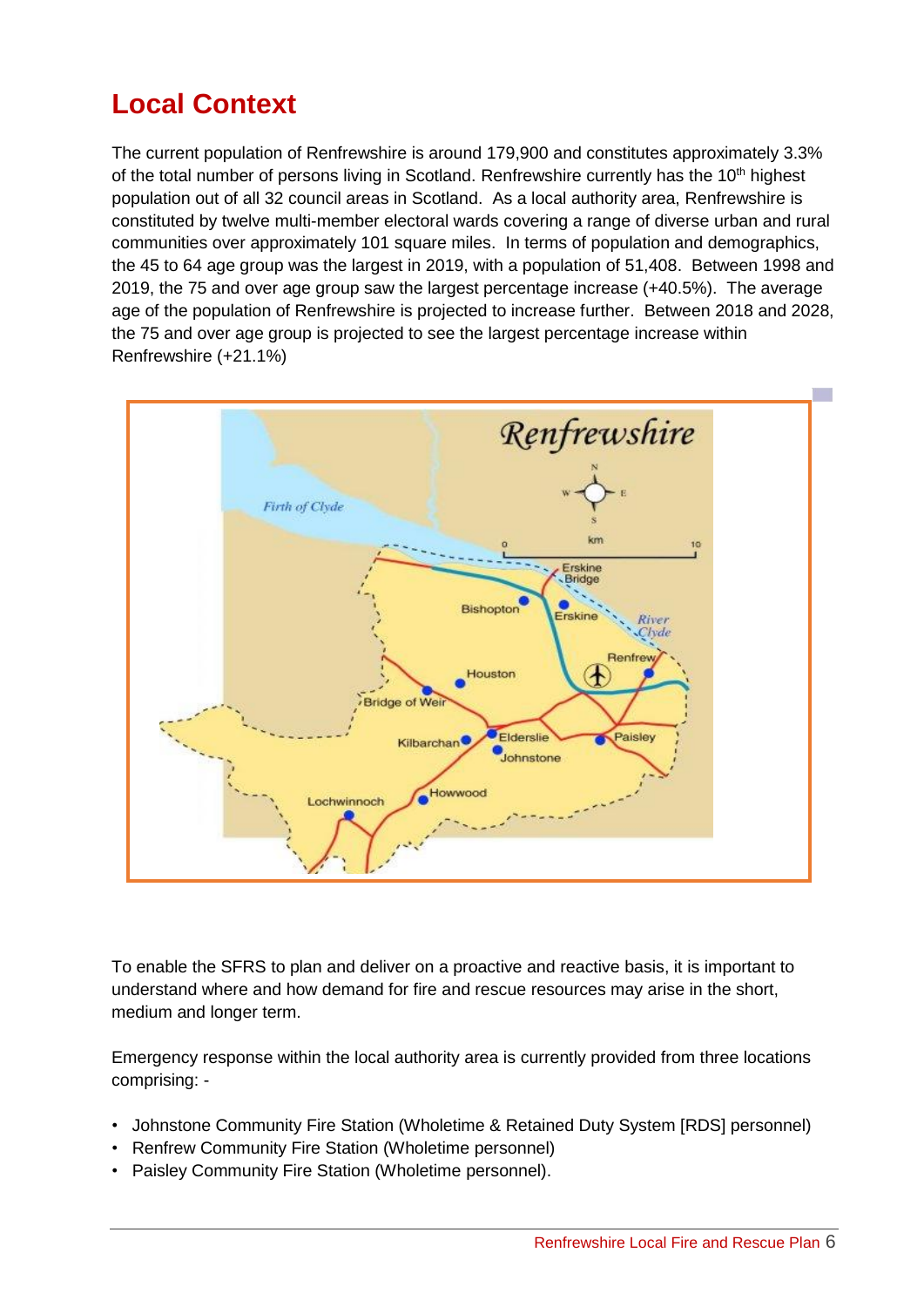# Local Context

The current population of Renfrewshire is around 179,900 and constitutes approximately 3.3% of the total number of persons living in Scotland. Renfrewshire currently has the 10th highest population out of all 32 council areas in Scotland. As a local authority area, Renfrewshire is constituted by twelve multi-member electoral wards covering a range of diverse urban and rural communities over approximately 101 square miles. In terms of population and demographics, the 45 to 64 age group was the largest in 2019, with a population of 51,408. Between 1998 and 2019, the 75 and over age group saw the largest percentage increase (+40.5%). The average age of the population of Renfrewshire is projected to increase further. Between 2018 and 2028, the 75 and over age group is projected to see the largest percentage increase within Renfrewshire (+21.1%)

To enable the SFRS to plan and deliver on a proactive and reactive basis, it is important to understand where and how demand for fire and rescue resources may arise in the short, medium and longer term.

Emergency response within the local authority area is currently provided from three locations comprising: -

- Johnstone Community Fire Station (Wholetime & Retained Duty System [RDS] personnel)
- Renfrew Community Fire Station (Wholetime personnel)
- Paisley Community Fire Station (Wholetime personnel).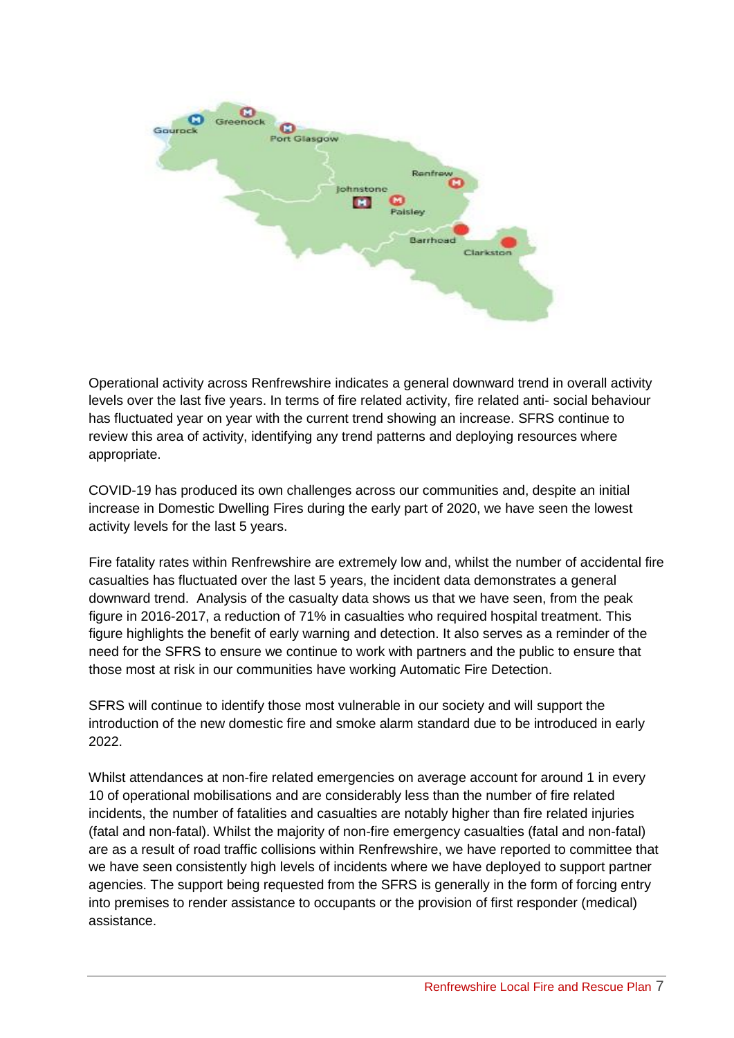Operational activity across Renfrewshire indicates a general downward trend in overall activity levels over the last five years. In terms of fire related activity, fire related anti- social behaviour has fluctuated year on year with the current trend showing an increase. SFRS continue to review this area of activity, identifying any trend patterns and deploying resources where appropriate.

COVID-19 has produced its own challenges across our communities and, despite an initial increase in Domestic Dwelling Fires during the early part of 2020, we have seen the lowest activity levels for the last 5 years.

Fire fatality rates within Renfrewshire are extremely low and, whilst the number of accidental fire casualties has fluctuated over the last 5 years, the incident data demonstrates a general downward trend. Analysis of the casualty data shows us that we have seen, from the peak figure in 2016-2017, a reduction of 71% in casualties who required hospital treatment. This figure highlights the benefit of early warning and detection. It also serves as a reminder of the need for the SFRS to ensure we continue to work with partners and the public to ensure that those most at risk in our communities have working Automatic Fire Detection.

SFRS will continue to identify those most vulnerable in our society and will support the introduction of the new domestic fire and smoke alarm standard due to be introduced in early 2022.

Whilst attendances at non-fire related emergencies on average account for around 1 in every 10 of operational mobilisations and are considerably less than the number of fire related incidents, the number of fatalities and casualties are notably higher than fire related injuries (fatal and non-fatal). Whilst the majority of non-fire emergency casualties (fatal and non-fatal) are as a result of road traffic collisions within Renfrewshire, we have reported to committee that we have seen consistently high levels of incidents where we have deployed to support partner agencies. The support being requested from the SFRS is generally in the form of forcing entry into premises to render assistance to occupants or the provision of first responder (medical) assistance.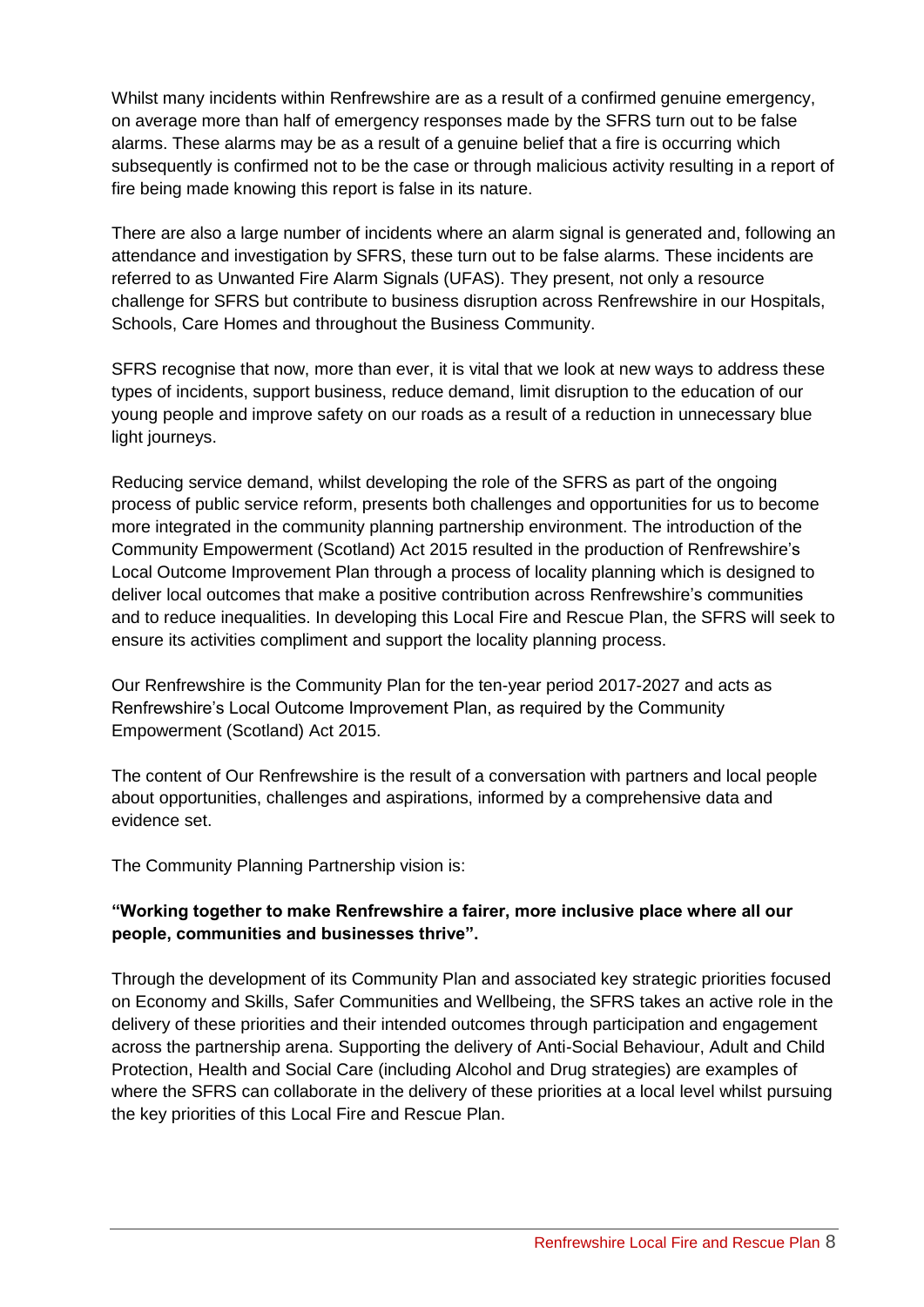Whilst many incidents within Renfrewshire are as a result of a confirmed genuine emergency, on average more than half of emergency responses made by the SFRS turn out to be false alarms. These alarms may be as a result of a genuine belief that a fire is occurring which subsequently is confirmed not to be the case or through malicious activity resulting in a report of fire being made knowing this report is false in its nature.

There are also a large number of incidents where an alarm signal is generated and, following an attendance and investigation by SFRS, these turn out to be false alarms. These incidents are referred to as Unwanted Fire Alarm Signals (UFAS). They present, not only a resource challenge for SFRS but contribute to business disruption across Renfrewshire in our Hospitals, Schools, Care Homes and throughout the Business Community.

SFRS recognise that now, more than ever, it is vital that we look at new ways to address these types of incidents, support business, reduce demand, limit disruption to the education of our young people and improve safety on our roads as a result of a reduction in unnecessary blue light journeys.

Reducing service demand, whilst developing the role of the SFRS as part of the ongoing process of public service reform, presents both challenges and opportunities for us to become more integrated in the community planning partnership environment. The introduction of the Community Empowerment (Scotland) Act 2015 resulted in the production of Renfrewshire's Local Outcome Improvement Plan through a process of locality planning which is designed to deliver local outcomes that make a positive contribution across Renfrewshire's communities and to reduce inequalities. In developing this Local Fire and Rescue Plan, the SFRS will seek to ensure its activities compliment and support the locality planning process.

Our Renfrewshire is the Community Plan for the ten-year period 2017-2027 and acts as Renfrewshire's Local Outcome Improvement Plan, as required by the Community Empowerment (Scotland) Act 2015.

The content of Our Renfrewshire is the result of a conversation with partners and local people about opportunities, challenges and aspirations, informed by a comprehensive data and evidence set.

The Community Planning Partnership vision is:

**"Working together to make Renfrewshire a fairer, more inclusive place where all our people, communities and businesses thrive".**

Through the development of its Community Plan and associated key strategic priorities focused on Economy and Skills, Safer Communities and Wellbeing, the SFRS takes an active role in the delivery of these priorities and their intended outcomes through participation and engagement across the partnership arena. Supporting the delivery of Anti-Social Behaviour, Adult and Child Protection, Health and Social Care (including Alcohol and Drug strategies) are examples of where the SFRS can collaborate in the delivery of these priorities at a local level whilst pursuing the key priorities of this Local Fire and Rescue Plan.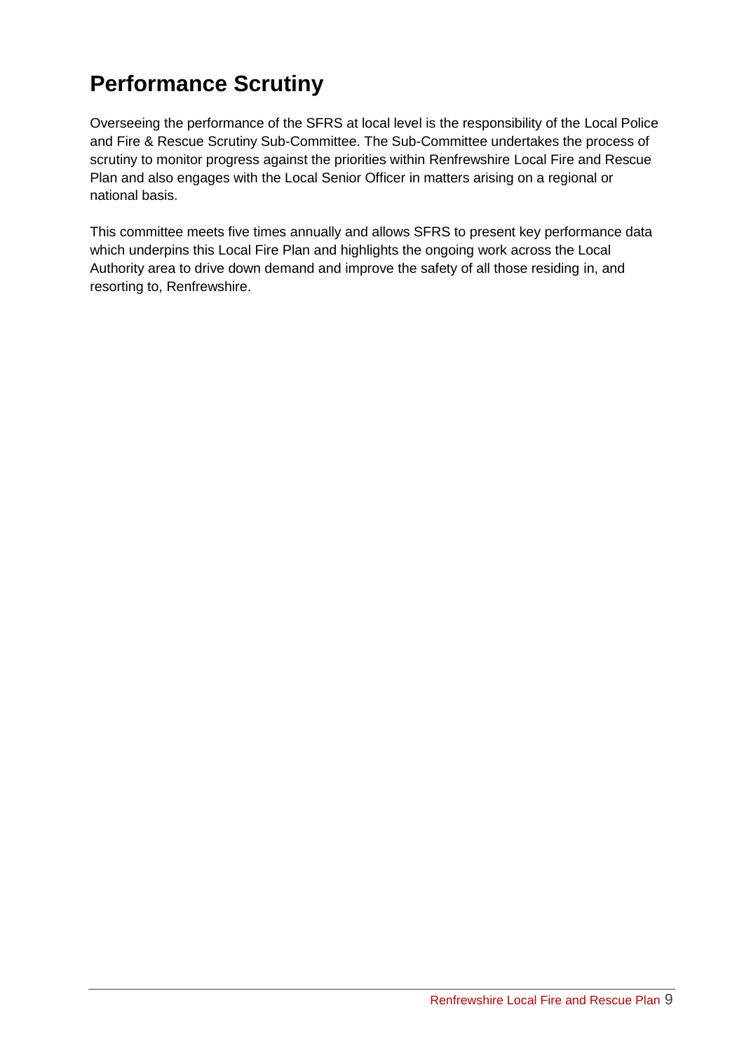## Performance Scrutiny

Overseeing the performance of the SFRS at local level is the responsibility of the Local Police and Fire & Rescue Scrutiny Sub-Committee. The Sub-Committee undertakes the process of scrutiny to monitor progress against the priorities within Renfrewshire Local Fire and Rescue Plan and also engages with the Local Senior Officer in matters arising on a regional or national basis.

This committee meets five times annually and allows SFRS to present key performance data which underpins this Local Fire Plan and highlights the ongoing work across the Local Authority area to drive down demand and improve the safety of all those residing in, and resorting to, Renfrewshire.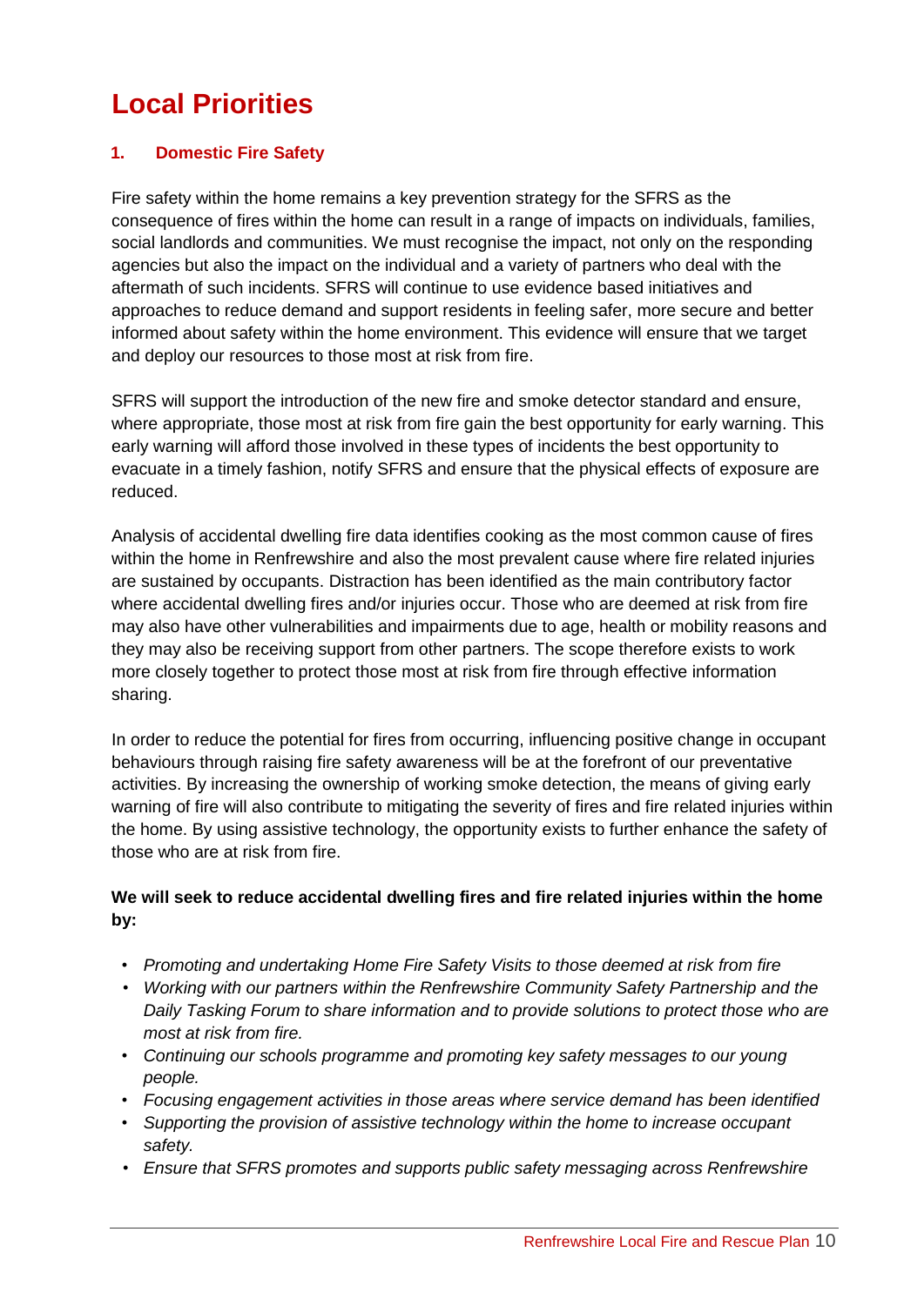# Local Priorities

## 1. Domestic Fire Safety

Fire safety within the home remains a key prevention strategy for the SFRS as the consequence of fires within the home can result in a range of impacts on individuals, families, social landlords and communities. We must recognise the impact, not only on the responding agencies but also the impact on the individual and a variety of partners who deal with the aftermath of such incidents. SFRS will continue to use evidence based initiatives and approaches to reduce demand and support residents in feeling safer, more secure and better informed about safety within the home environment. This evidence will ensure that we target and deploy our resources to those most at risk from fire.

SFRS will support the introduction of the new fire and smoke detector standard and ensure, where appropriate, those most at risk from fire gain the best opportunity for early warning. This early warning will afford those involved in these types of incidents the best opportunity to evacuate in a timely fashion, notify SFRS and ensure that the physical effects of exposure are reduced.

Analysis of accidental dwelling fire data identifies cooking as the most common cause of fires within the home in Renfrewshire and also the most prevalent cause where fire related injuries are sustained by occupants. Distraction has been identified as the main contributory factor where accidental dwelling fires and/or injuries occur. Those who are deemed at risk from fire may also have other vulnerabilities and impairments due to age, health or mobility reasons and they may also be receiving support from other partners. The scope therefore exists to work more closely together to protect those most at risk from fire through effective information sharing.

In order to reduce the potential for fires from occurring, influencing positive change in occupant behaviours through raising fire safety awareness will be at the forefront of our preventative activities. By increasing the ownership of working smoke detection, the means of giving early warning of fire will also contribute to mitigating the severity of fires and fire related injuries within the home. By using assistive technology, the opportunity exists to further enhance the safety of those who are at risk from fire.

**We will seek to reduce accidental dwelling fires and fire related injuries within the home by:**

- *Promoting and undertaking Home Fire Safety Visits to those deemed at risk from fire*
- *Working with our partners within the Renfrewshire Community Safety Partnership and the Daily Tasking Forum to share information and to provide solutions to protect those who are most at risk from fire.*
- *Continuing our schools programme and promoting key safety messages to our young people.*
- *Focusing engagement activities in those areas where service demand has been identified*
- *Supporting the provision of assistive technology within the home to increase occupant safety.*
- *Ensure that SFRS promotes and supports public safety messaging across Renfrewshire*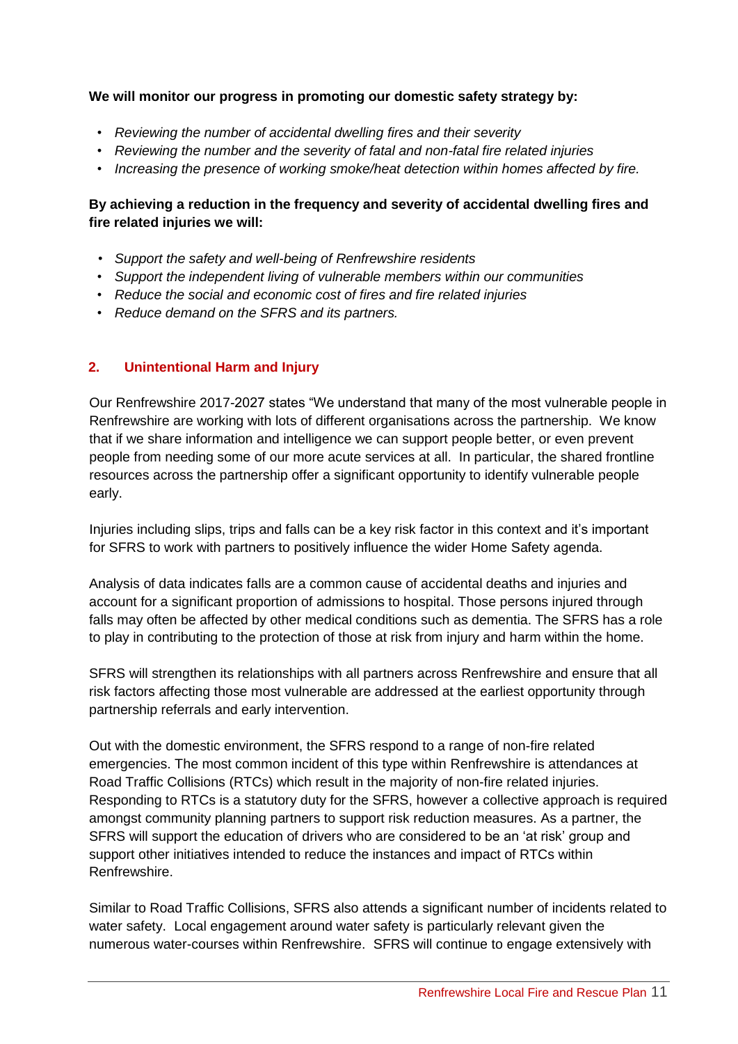**We will monitor our progress in promoting our domestic safety strategy by:**

- *Reviewing the number of accidental dwelling fires and their severity*
- *Reviewing the number and the severity of fatal and non-fatal fire related injuries*
- *Increasing the presence of working smoke/heat detection within homes affected by fire.*

**By achieving a reduction in the frequency and severity of accidental dwelling fires and fire related injuries we will:**

- *Support the safety and well-being of Renfrewshire residents*
- *Support the independent living of vulnerable members within our communities*
- *Reduce the social and economic cost of fires and fire related injuries*
- *Reduce demand on the SFRS and its partners.*

## 2. Unintentional Harm and Injury

Our Renfrewshire 2017-2027 states "We understand that many of the most vulnerable people in Renfrewshire are working with lots of different organisations across the partnership. We know that if we share information and intelligence we can support people better, or even prevent people from needing some of our more acute services at all. In particular, the shared frontline resources across the partnership offer a significant opportunity to identify vulnerable people early.

Injuries including slips, trips and falls can be a key risk factor in this context and it's important for SFRS to work with partners to positively influence the wider Home Safety agenda.

Analysis of data indicates falls are a common cause of accidental deaths and injuries and account for a significant proportion of admissions to hospital. Those persons injured through falls may often be affected by other medical conditions such as dementia. The SFRS has a role to play in contributing to the protection of those at risk from injury and harm within the home.

SFRS will strengthen its relationships with all partners across Renfrewshire and ensure that all risk factors affecting those most vulnerable are addressed at the earliest opportunity through partnership referrals and early intervention.

Out with the domestic environment, the SFRS respond to a range of non-fire related emergencies. The most common incident of this type within Renfrewshire is attendances at Road Traffic Collisions (RTCs) which result in the majority of non-fire related injuries. Responding to RTCs is a statutory duty for the SFRS, however a collective approach is required amongst community planning partners to support risk reduction measures. As a partner, the SFRS will support the education of drivers who are considered to be an 'at risk' group and support other initiatives intended to reduce the instances and impact of RTCs within Renfrewshire.

Similar to Road Traffic Collisions, SFRS also attends a significant number of incidents related to water safety. Local engagement around water safety is particularly relevant given the numerous water-courses within Renfrewshire. SFRS will continue to engage extensively with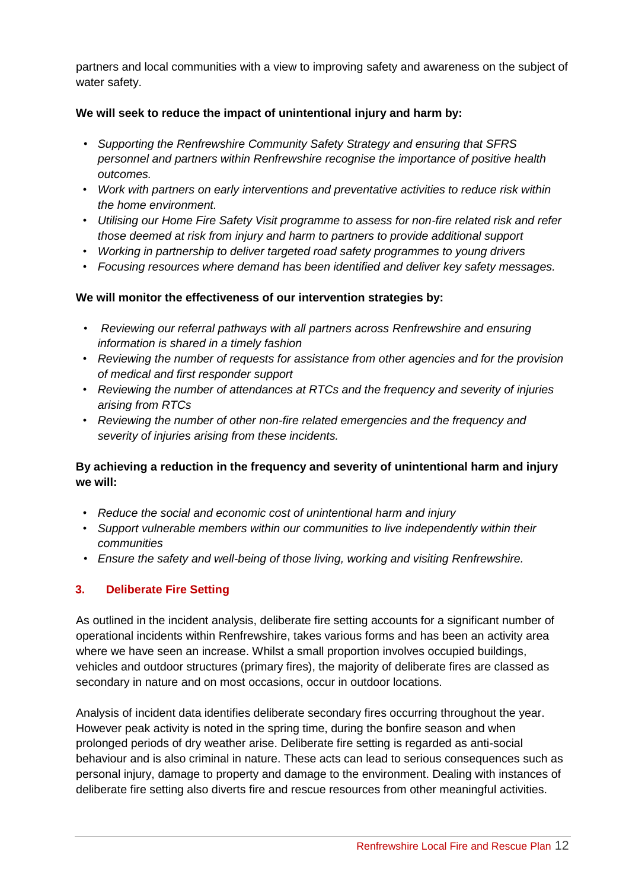partners and local communities with a view to improving safety and awareness on the subject of water safety.

**We will seek to reduce the impact of unintentional injury and harm by:**

- *Supporting the Renfrewshire Community Safety Strategy and ensuring that SFRS personnel and partners within Renfrewshire recognise the importance of positive health outcomes.*
- *Work with partners on early interventions and preventative activities to reduce risk within the home environment.*
- *Utilising our Home Fire Safety Visit programme to assess for non-fire related risk and refer those deemed at risk from injury and harm to partners to provide additional support*
- *Working in partnership to deliver targeted road safety programmes to young drivers*
- *Focusing resources where demand has been identified and deliver key safety messages.*

**We will monitor the effectiveness of our intervention strategies by:**

- *Reviewing our referral pathways with all partners across Renfrewshire and ensuring information is shared in a timely fashion*
- *Reviewing the number of requests for assistance from other agencies and for the provision of medical and first responder support*
- *Reviewing the number of attendances at RTCs and the frequency and severity of injuries arising from RTCs*
- *Reviewing the number of other non-fire related emergencies and the frequency and severity of injuries arising from these incidents.*

**By achieving a reduction in the frequency and severity of unintentional harm and injury we will:**

- *Reduce the social and economic cost of unintentional harm and injury*
- *Support vulnerable members within our communities to live independently within their communities*
- *Ensure the safety and well-being of those living, working and visiting Renfrewshire.*

### 3. Deliberate Fire Setting

As outlined in the incident analysis, deliberate fire setting accounts for a significant number of operational incidents within Renfrewshire, takes various forms and has been an activity area where we have seen an increase. Whilst a small proportion involves occupied buildings, vehicles and outdoor structures (primary fires), the majority of deliberate fires are classed as secondary in nature and on most occasions, occur in outdoor locations.

Analysis of incident data identifies deliberate secondary fires occurring throughout the year. However peak activity is noted in the spring time, during the bonfire season and when prolonged periods of dry weather arise. Deliberate fire setting is regarded as anti-social behaviour and is also criminal in nature. These acts can lead to serious consequences such as personal injury, damage to property and damage to the environment. Dealing with instances of deliberate fire setting also diverts fire and rescue resources from other meaningful activities.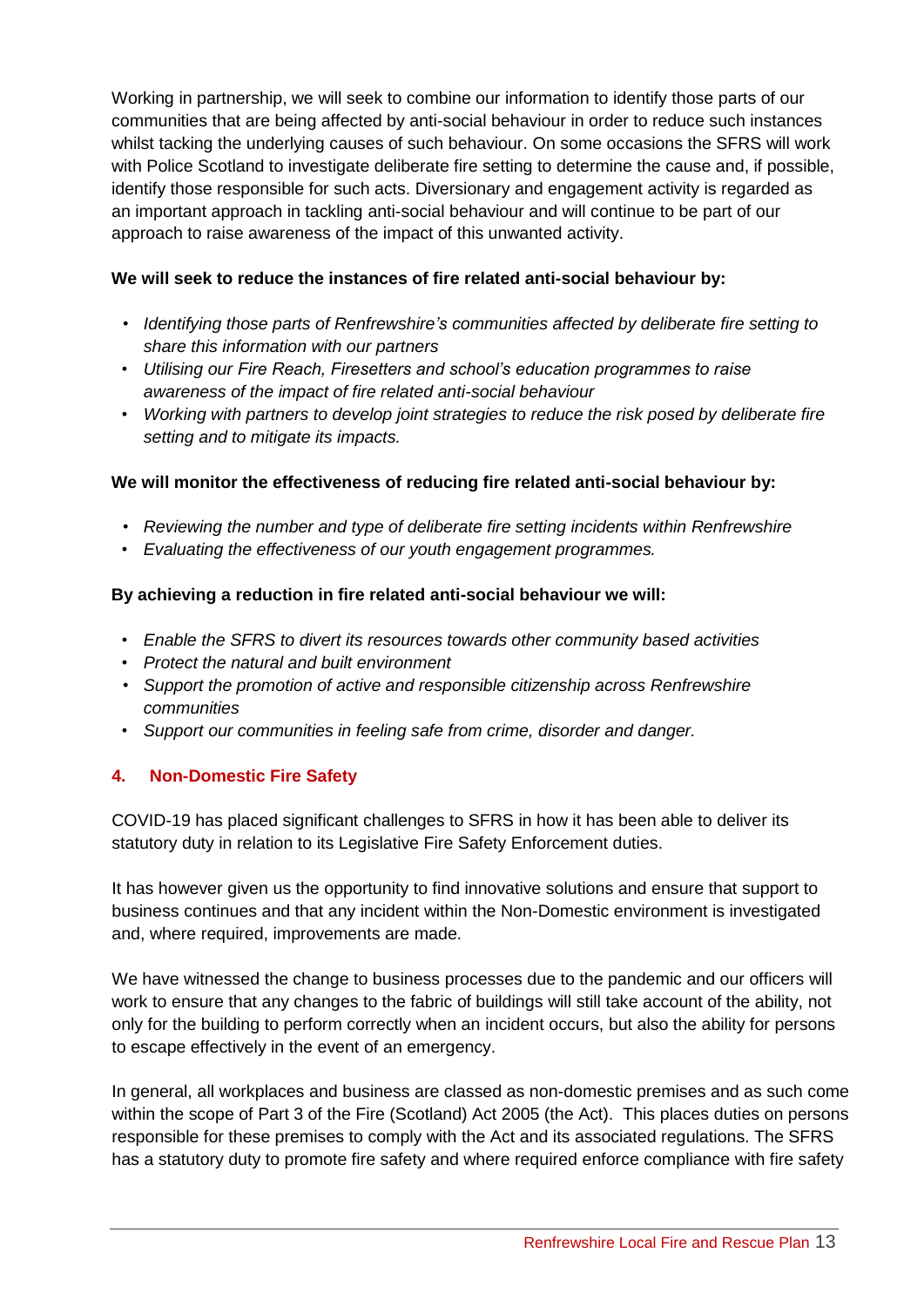Working in partnership, we will seek to combine our information to identify those parts of our communities that are being affected by anti-social behaviour in order to reduce such instances whilst tacking the underlying causes of such behaviour. On some occasions the SFRS will work with Police Scotland to investigate deliberate fire setting to determine the cause and, if possible, identify those responsible for such acts. Diversionary and engagement activity is regarded as an important approach in tackling anti-social behaviour and will continue to be part of our approach to raise awareness of the impact of this unwanted activity.

**We will seek to reduce the instances of fire related anti-social behaviour by:**

- *Identifying those parts of Renfrewshire's communities affected by deliberate fire setting to share this information with our partners*
- *Utilising our Fire Reach, Firesetters and school's education programmes to raise awareness of the impact of fire related anti-social behaviour*
- *Working with partners to develop joint strategies to reduce the risk posed by deliberate fire setting and to mitigate its impacts.*

**We will monitor the effectiveness of reducing fire related anti-social behaviour by:**

- *Reviewing the number and type of deliberate fire setting incidents within Renfrewshire*
- *Evaluating the effectiveness of our youth engagement programmes.*

**By achieving a reduction in fire related anti-social behaviour we will:**

- *Enable the SFRS to divert its resources towards other community based activities*
- *Protect the natural and built environment*
- *Support the promotion of active and responsible citizenship across Renfrewshire communities*
- *Support our communities in feeling safe from crime, disorder and danger.*

## 4. Non-Domestic Fire Safety

COVID-19 has placed significant challenges to SFRS in how it has been able to deliver its statutory duty in relation to its Legislative Fire Safety Enforcement duties.

It has however given us the opportunity to find innovative solutions and ensure that support to business continues and that any incident within the Non-Domestic environment is investigated and, where required, improvements are made.

We have witnessed the change to business processes due to the pandemic and our officers will work to ensure that any changes to the fabric of buildings will still take account of the ability, not only for the building to perform correctly when an incident occurs, but also the ability for persons to escape effectively in the event of an emergency.

In general, all workplaces and business are classed as non-domestic premises and as such come within the scope of Part 3 of the Fire (Scotland) Act 2005 (the Act). This places duties on persons responsible for these premises to comply with the Act and its associated regulations. The SFRS has a statutory duty to promote fire safety and where required enforce compliance with fire safety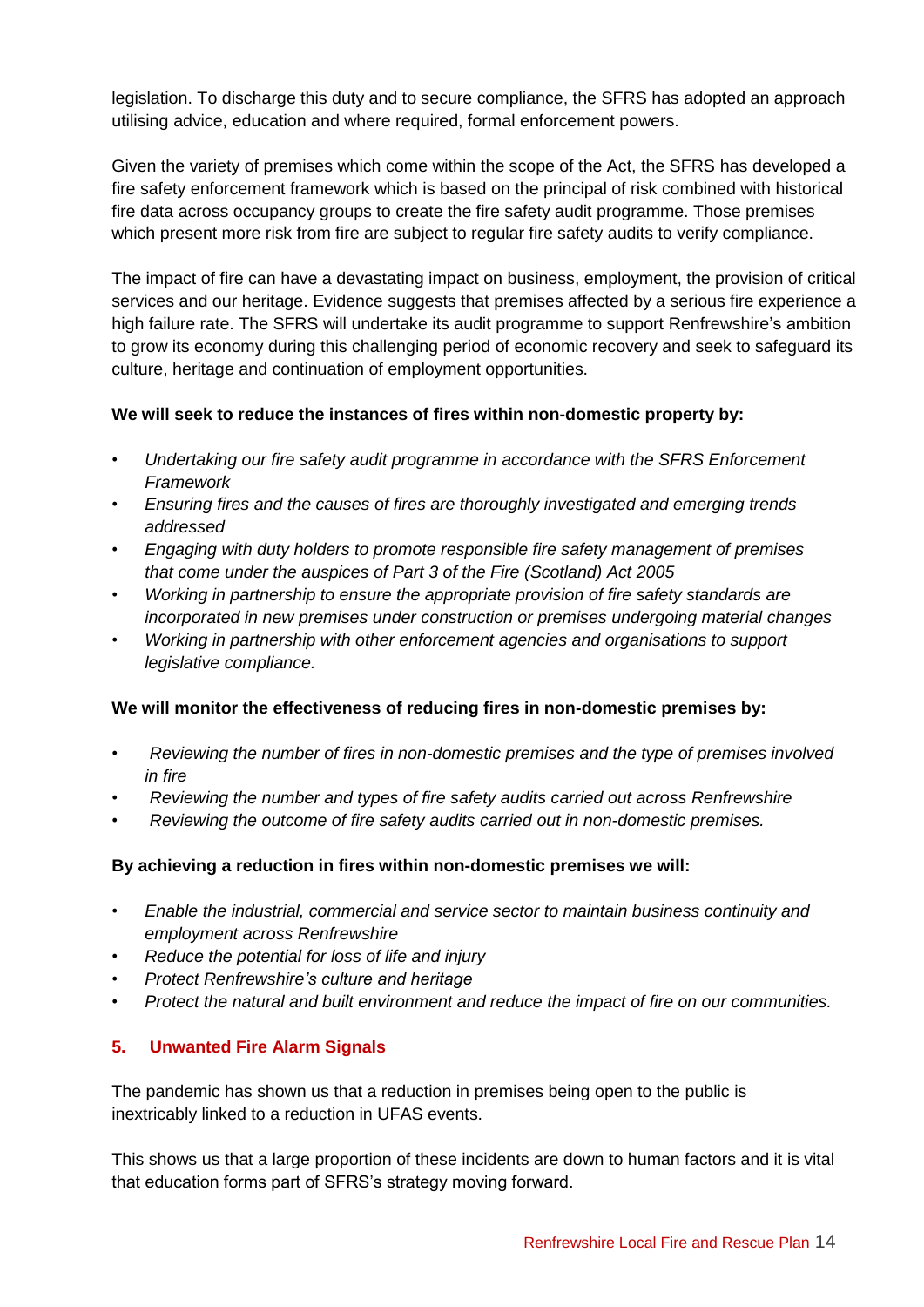legislation. To discharge this duty and to secure compliance, the SFRS has adopted an approach utilising advice, education and where required, formal enforcement powers.

Given the variety of premises which come within the scope of the Act, the SFRS has developed a fire safety enforcement framework which is based on the principal of risk combined with historical fire data across occupancy groups to create the fire safety audit programme. Those premises which present more risk from fire are subject to regular fire safety audits to verify compliance.

The impact of fire can have a devastating impact on business, employment, the provision of critical services and our heritage. Evidence suggests that premises affected by a serious fire experience a high failure rate. The SFRS will undertake its audit programme to support Renfrewshire's ambition to grow its economy during this challenging period of economic recovery and seek to safeguard its culture, heritage and continuation of employment opportunities.

**We will seek to reduce the instances of fires within non-domestic property by:**

- *Undertaking our fire safety audit programme in accordance with the SFRS Enforcement Framework*
- *Ensuring fires and the causes of fires are thoroughly investigated and emerging trends addressed*
- *Engaging with duty holders to promote responsible fire safety management of premises that come under the auspices of Part 3 of the Fire (Scotland) Act 2005*
- *Working in partnership to ensure the appropriate provision of fire safety standards are incorporated in new premises under construction or premises undergoing material changes*
- *Working in partnership with other enforcement agencies and organisations to support legislative compliance.*

**We will monitor the effectiveness of reducing fires in non-domestic premises by:**

- *Reviewing the number of fires in non-domestic premises and the type of premises involved in fire*
- *Reviewing the number and types of fire safety audits carried out across Renfrewshire*
- *Reviewing the outcome of fire safety audits carried out in non-domestic premises.*

**By achieving a reduction in fires within non-domestic premises we will:**

- *Enable the industrial, commercial and service sector to maintain business continuity and employment across Renfrewshire*
- *Reduce the potential for loss of life and injury*
- *Protect Renfrewshire's culture and heritage*
- *Protect the natural and built environment and reduce the impact of fire on our communities.*

## 5. Unwanted Fire Alarm Signals

The pandemic has shown us that a reduction in premises being open to the public is inextricably linked to a reduction in UFAS events.

This shows us that a large proportion of these incidents are down to human factors and it is vital that education forms part of SFRS's strategy moving forward.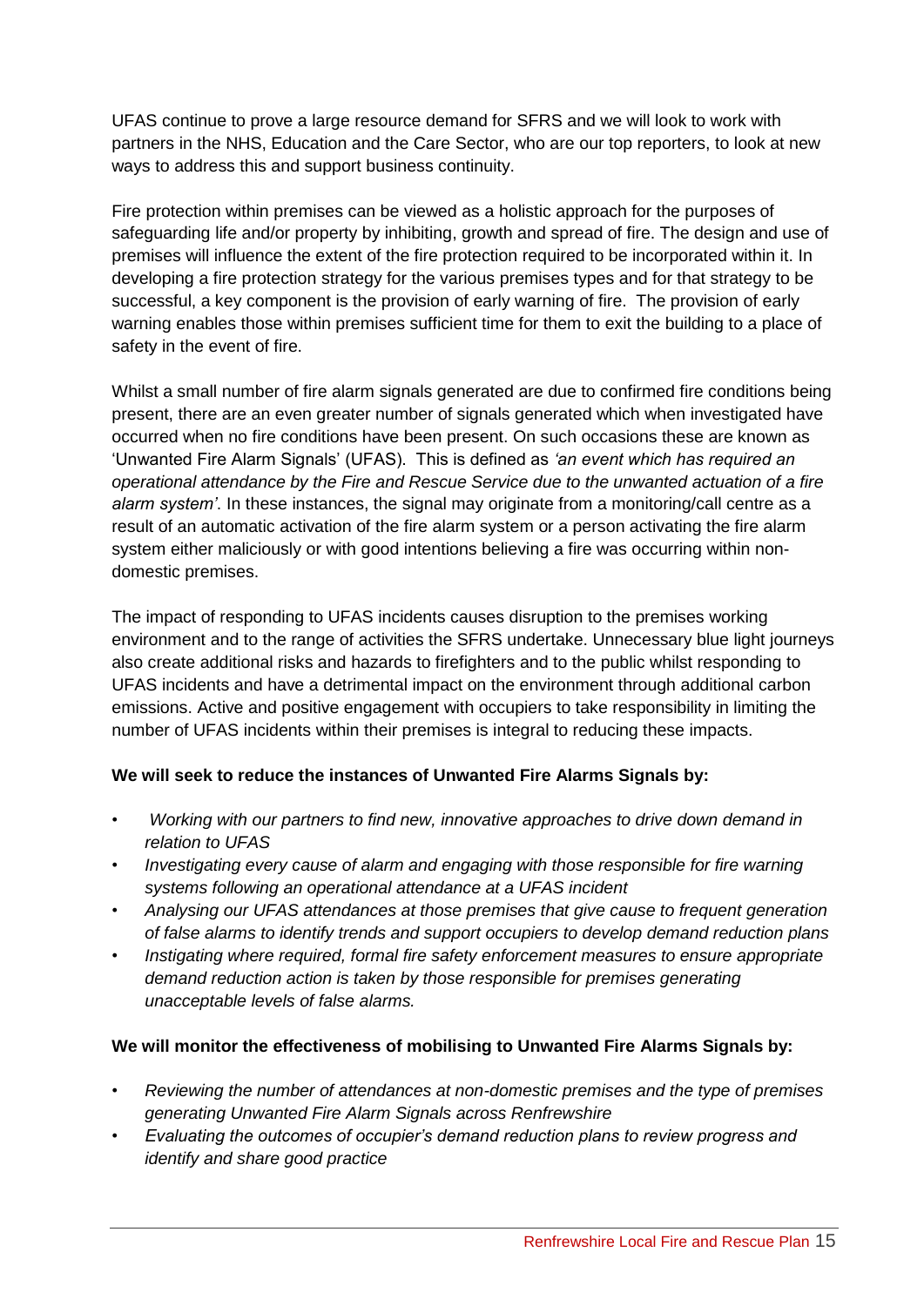UFAS continue to prove a large resource demand for SFRS and we will look to work with partners in the NHS, Education and the Care Sector, who are our top reporters, to look at new ways to address this and support business continuity.

Fire protection within premises can be viewed as a holistic approach for the purposes of safeguarding life and/or property by inhibiting, growth and spread of fire. The design and use of premises will influence the extent of the fire protection required to be incorporated within it. In developing a fire protection strategy for the various premises types and for that strategy to be successful, a key component is the provision of early warning of fire. The provision of early warning enables those within premises sufficient time for them to exit the building to a place of safety in the event of fire.

Whilst a small number of fire alarm signals generated are due to confirmed fire conditions being present, there are an even greater number of signals generated which when investigated have occurred when no fire conditions have been present. On such occasions these are known as 'Unwanted Fire Alarm Signals' (UFAS). This is defined as *'an event which has required an operational attendance by the Fire and Rescue Service due to the unwanted actuation of a fire alarm system'*. In these instances, the signal may originate from a monitoring/call centre as a result of an automatic activation of the fire alarm system or a person activating the fire alarm system either maliciously or with good intentions believing a fire was occurring within non-domestic premises.

The impact of responding to UFAS incidents causes disruption to the premises working environment and to the range of activities the SFRS undertake. Unnecessary blue light journeys also create additional risks and hazards to firefighters and to the public whilst responding to UFAS incidents and have a detrimental impact on the environment through additional carbon emissions. Active and positive engagement with occupiers to take responsibility in limiting the number of UFAS incidents within their premises is integral to reducing these impacts.

**We will seek to reduce the instances of Unwanted Fire Alarms Signals by:**

- *Working with our partners to find new, innovative approaches to drive down demand in relation to UFAS*
- *Investigating every cause of alarm and engaging with those responsible for fire warning systems following an operational attendance at a UFAS incident*
- *Analysing our UFAS attendances at those premises that give cause to frequent generation of false alarms to identify trends and support occupiers to develop demand reduction plans*
- *Instigating where required, formal fire safety enforcement measures to ensure appropriate demand reduction action is taken by those responsible for premises generating unacceptable levels of false alarms.*

**We will monitor the effectiveness of mobilising to Unwanted Fire Alarms Signals by:**

- *Reviewing the number of attendances at non-domestic premises and the type of premises generating Unwanted Fire Alarm Signals across Renfrewshire*
- *Evaluating the outcomes of occupier's demand reduction plans to review progress and identify and share good practice*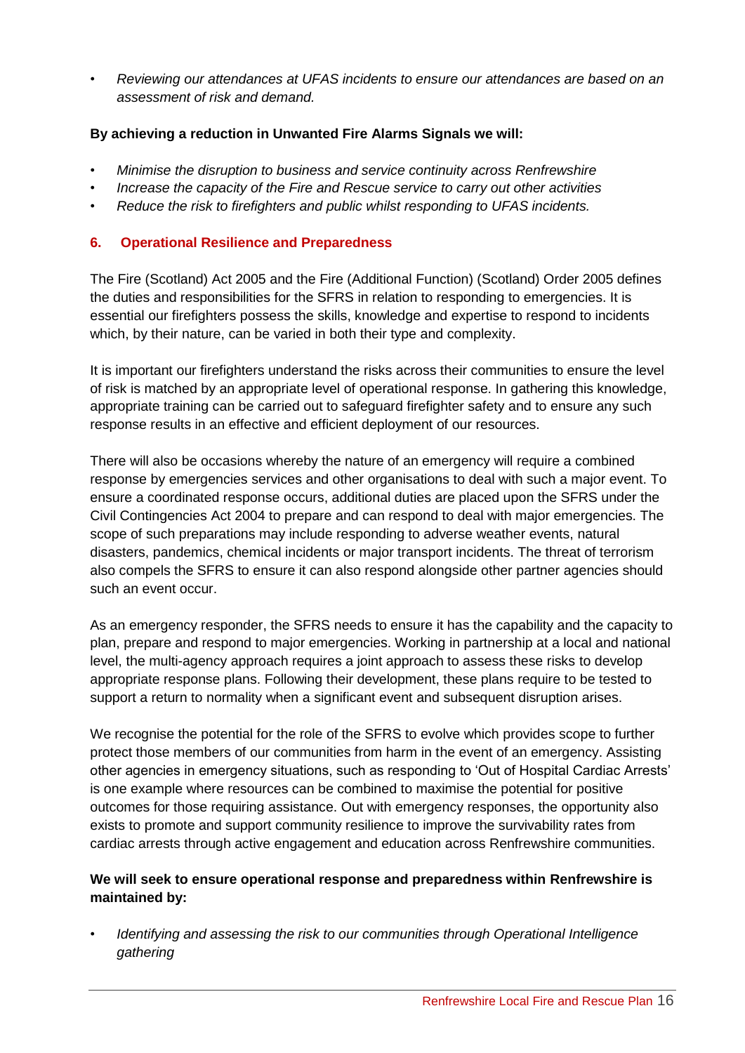- *Reviewing our attendances at UFAS incidents to ensure our attendances are based on an assessment of risk and demand.*

**By achieving a reduction in Unwanted Fire Alarms Signals we will:**

- *Minimise the disruption to business and service continuity across Renfrewshire*
- *Increase the capacity of the Fire and Rescue service to carry out other activities*
- *Reduce the risk to firefighters and public whilst responding to UFAS incidents.*

## 6. Operational Resilience and Preparedness

The Fire (Scotland) Act 2005 and the Fire (Additional Function) (Scotland) Order 2005 defines the duties and responsibilities for the SFRS in relation to responding to emergencies. It is essential our firefighters possess the skills, knowledge and expertise to respond to incidents which, by their nature, can be varied in both their type and complexity.

It is important our firefighters understand the risks across their communities to ensure the level of risk is matched by an appropriate level of operational response. In gathering this knowledge, appropriate training can be carried out to safeguard firefighter safety and to ensure any such response results in an effective and efficient deployment of our resources.

There will also be occasions whereby the nature of an emergency will require a combined response by emergencies services and other organisations to deal with such a major event. To ensure a coordinated response occurs, additional duties are placed upon the SFRS under the Civil Contingencies Act 2004 to prepare and can respond to deal with major emergencies. The scope of such preparations may include responding to adverse weather events, natural disasters, pandemics, chemical incidents or major transport incidents. The threat of terrorism also compels the SFRS to ensure it can also respond alongside other partner agencies should such an event occur.

As an emergency responder, the SFRS needs to ensure it has the capability and the capacity to plan, prepare and respond to major emergencies. Working in partnership at a local and national level, the multi-agency approach requires a joint approach to assess these risks to develop appropriate response plans. Following their development, these plans require to be tested to support a return to normality when a significant event and subsequent disruption arises.

We recognise the potential for the role of the SFRS to evolve which provides scope to further protect those members of our communities from harm in the event of an emergency. Assisting other agencies in emergency situations, such as responding to 'Out of Hospital Cardiac Arrests' is one example where resources can be combined to maximise the potential for positive outcomes for those requiring assistance. Out with emergency responses, the opportunity also exists to promote and support community resilience to improve the survivability rates from cardiac arrests through active engagement and education across Renfrewshire communities.

**We will seek to ensure operational response and preparedness within Renfrewshire is maintained by:**

- *Identifying and assessing the risk to our communities through Operational Intelligence gathering*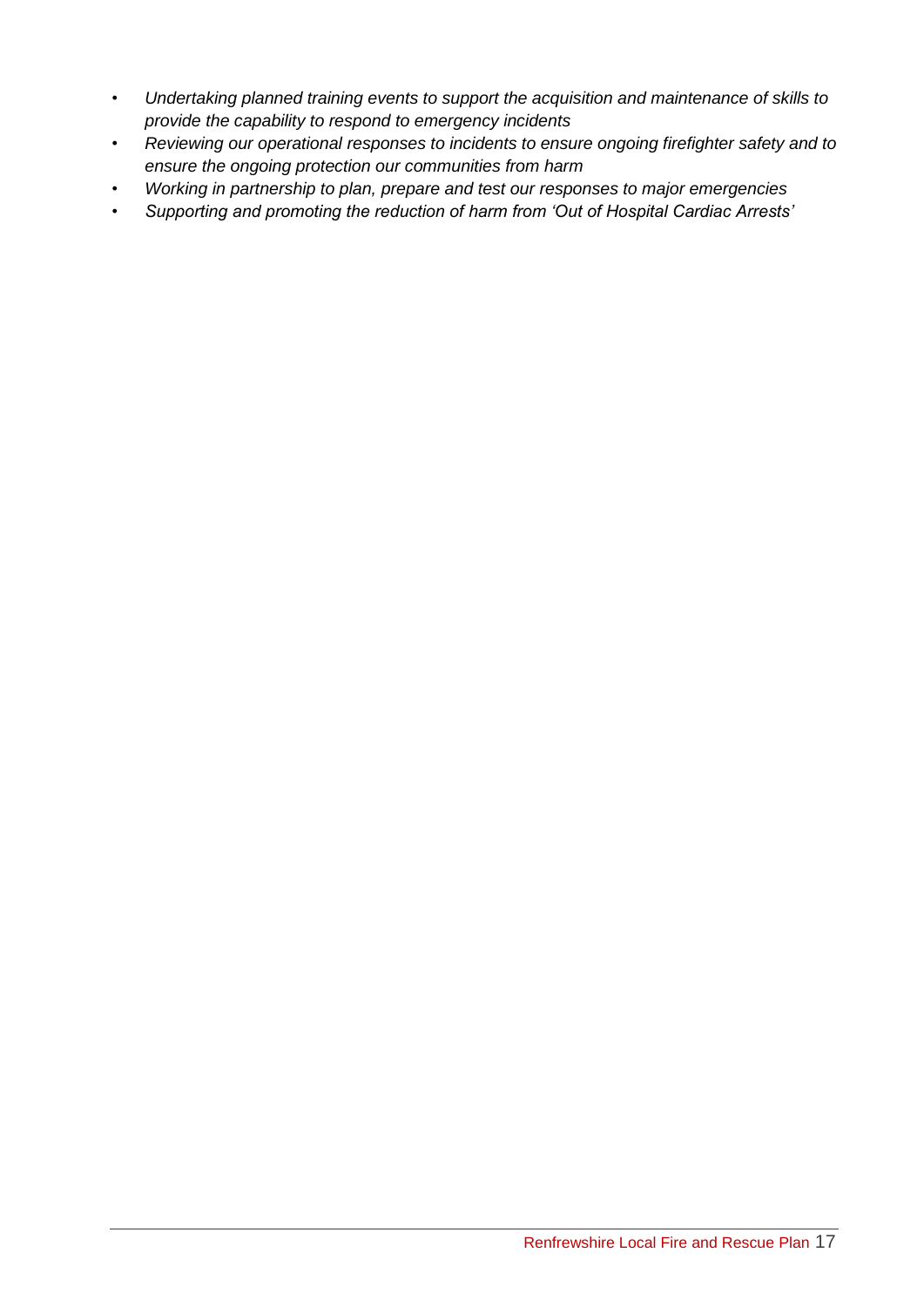- *Undertaking planned training events to support the acquisition and maintenance of skills to provide the capability to respond to emergency incidents*
- *Reviewing our operational responses to incidents to ensure ongoing firefighter safety and to ensure the ongoing protection our communities from harm*
- *Working in partnership to plan, prepare and test our responses to major emergencies*
- *Supporting and promoting the reduction of harm from 'Out of Hospital Cardiac Arrests'*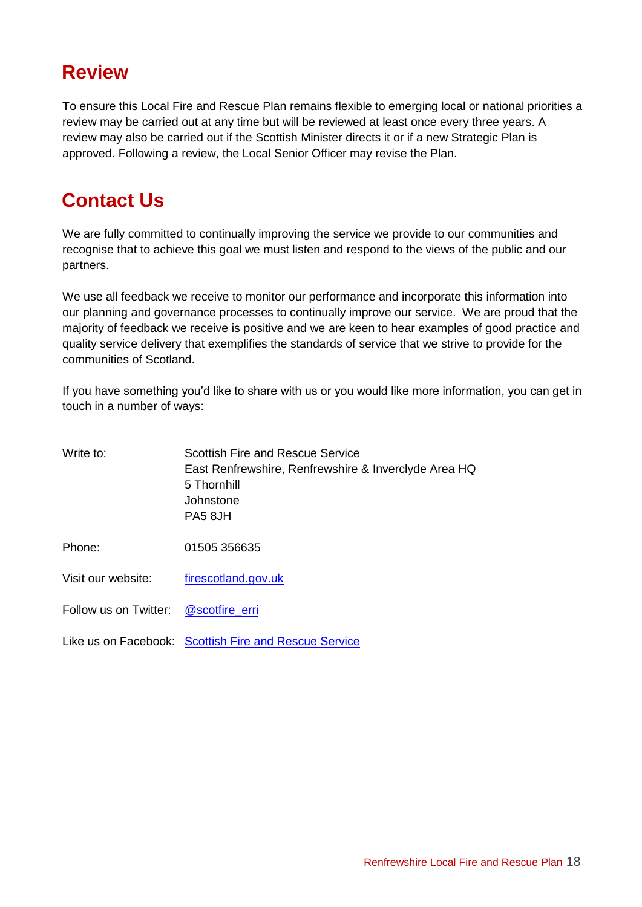## Review

To ensure this Local Fire and Rescue Plan remains flexible to emerging local or national priorities a review may be carried out at any time but will be reviewed at least once every three years. A review may also be carried out if the Scottish Minister directs it or if a new Strategic Plan is approved. Following a review, the Local Senior Officer may revise the Plan.

## Contact Us

We are fully committed to continually improving the service we provide to our communities and recognise that to achieve this goal we must listen and respond to the views of the public and our partners.

We use all feedback we receive to monitor our performance and incorporate this information into our planning and governance processes to continually improve our service. We are proud that the majority of feedback we receive is positive and we are keen to hear examples of good practice and quality service delivery that exemplifies the standards of service that we strive to provide for the communities of Scotland.

If you have something you'd like to share with us or you would like more information, you can get in touch in a number of ways:

Write to:
Scottish Fire and Rescue Service
East Renfrewshire, Renfrewshire & Inverclyde Area HQ
5 Thornhill
Johnstone
PA5 8JH

Phone: 01505 356635

Visit our website: firescotland.gov.uk

Follow us on Twitter: @scotfire_erri

Like us on Facebook: Scottish Fire and Rescue Service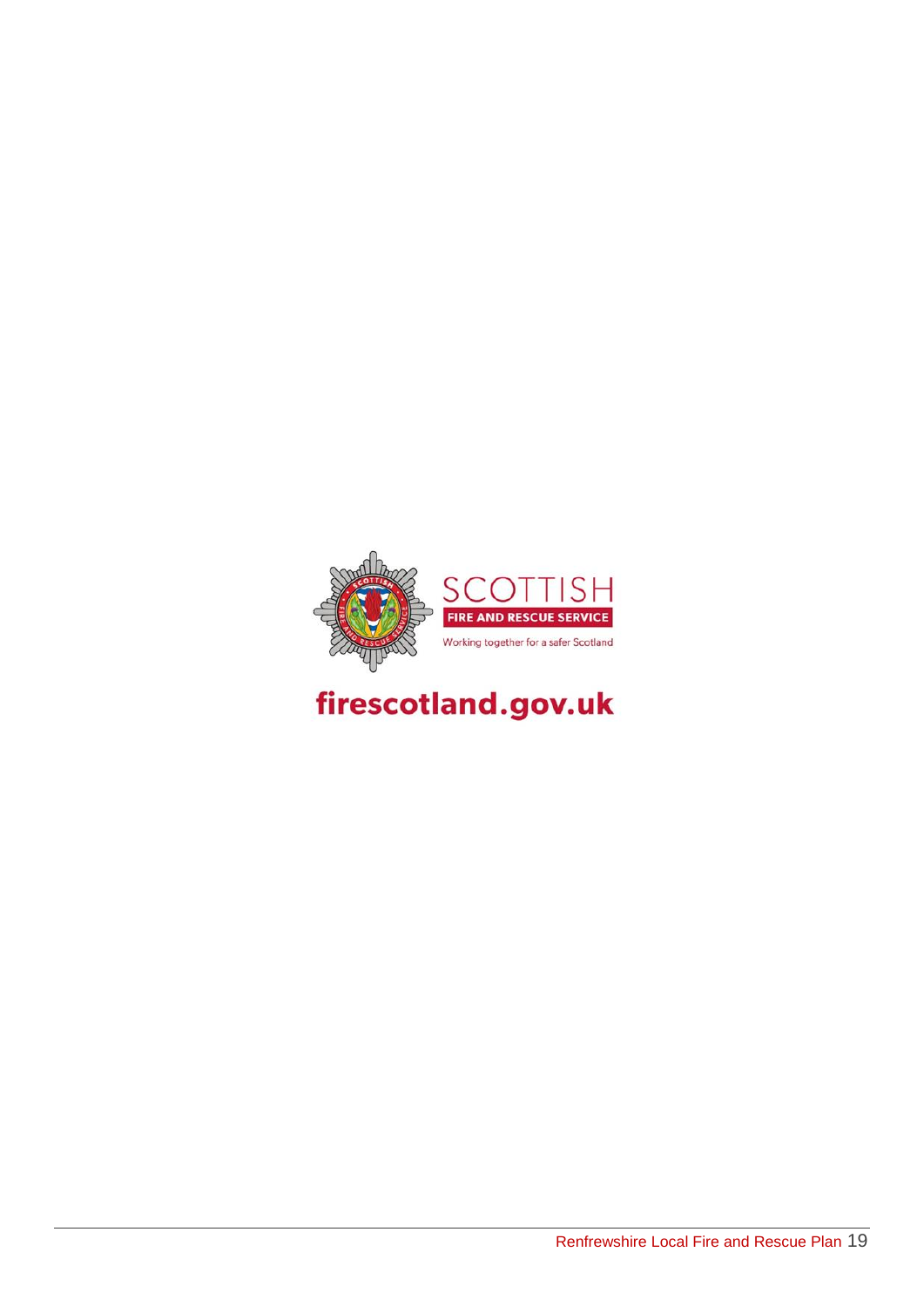SCOTTISH

FIRE AND RESCUE SERVICE

Working together for a safer Scotland

firescotland.gov.uk